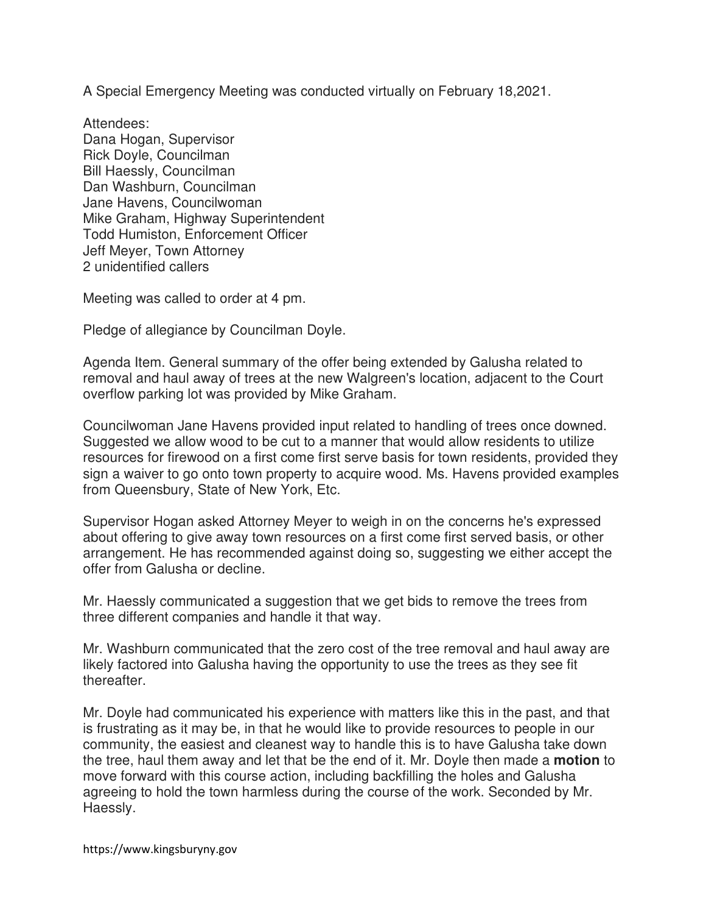A Special Emergency Meeting was conducted virtually on February 18,2021.

Attendees:
Dana Hogan, Supervisor
Rick Doyle, Councilman
Bill Haessly, Councilman
Dan Washburn, Councilman
Jane Havens, Councilwoman
Mike Graham, Highway Superintendent
Todd Humiston, Enforcement Officer
Jeff Meyer, Town Attorney
2 unidentified callers

Meeting was called to order at 4 pm.

Pledge of allegiance by Councilman Doyle.

Agenda Item. General summary of the offer being extended by Galusha related to removal and haul away of trees at the new Walgreen's location, adjacent to the Court overflow parking lot was provided by Mike Graham.

Councilwoman Jane Havens provided input related to handling of trees once downed. Suggested we allow wood to be cut to a manner that would allow residents to utilize resources for firewood on a first come first serve basis for town residents, provided they sign a waiver to go onto town property to acquire wood. Ms. Havens provided examples from Queensbury, State of New York, Etc.

Supervisor Hogan asked Attorney Meyer to weigh in on the concerns he's expressed about offering to give away town resources on a first come first served basis, or other arrangement. He has recommended against doing so, suggesting we either accept the offer from Galusha or decline.

Mr. Haessly communicated a suggestion that we get bids to remove the trees from three different companies and handle it that way.

Mr. Washburn communicated that the zero cost of the tree removal and haul away are likely factored into Galusha having the opportunity to use the trees as they see fit thereafter.

Mr. Doyle had communicated his experience with matters like this in the past, and that is frustrating as it may be, in that he would like to provide resources to people in our community, the easiest and cleanest way to handle this is to have Galusha take down the tree, haul them away and let that be the end of it. Mr. Doyle then made a **motion** to move forward with this course action, including backfilling the holes and Galusha agreeing to hold the town harmless during the course of the work. Seconded by Mr. Haessly.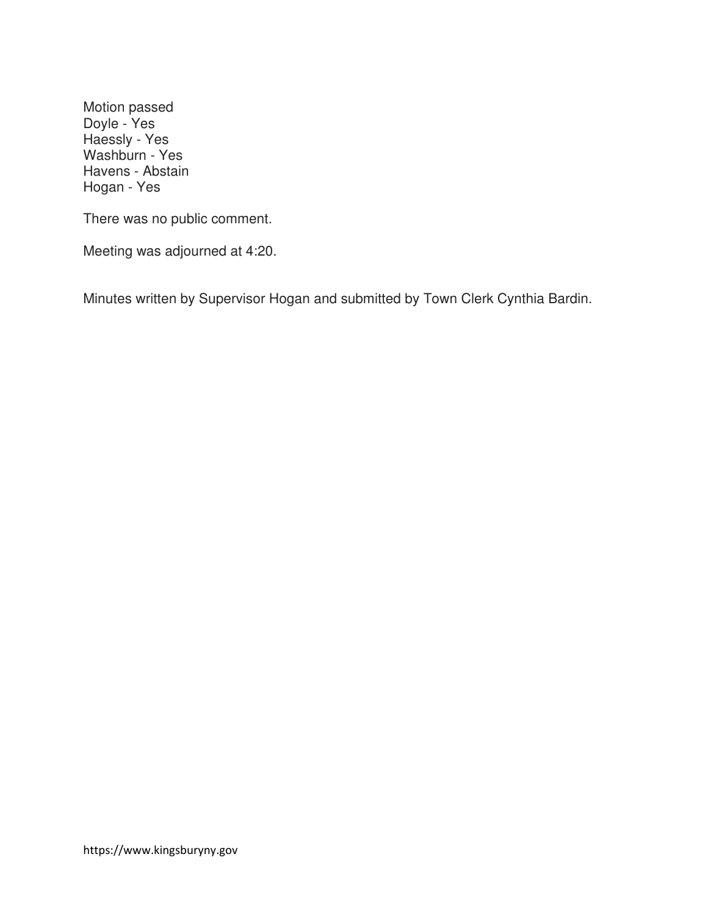Motion passed
Doyle - Yes
Haessly - Yes
Washburn - Yes
Havens - Abstain
Hogan - Yes

There was no public comment.

Meeting was adjourned at 4:20.

Minutes written by Supervisor Hogan and submitted by Town Clerk Cynthia Bardin.